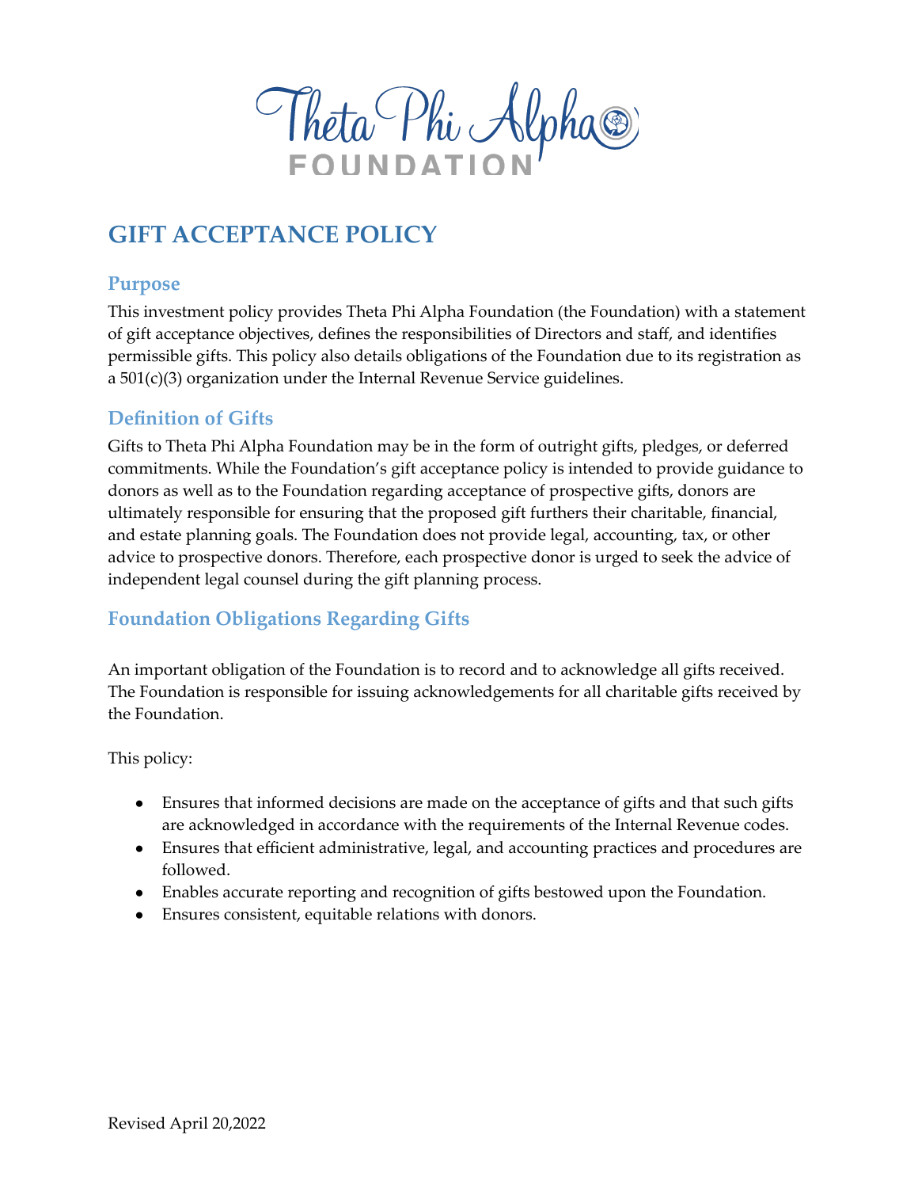Theta Phi Alpha FOUNDATION

# GIFT ACCEPTANCE POLICY

## Purpose

This investment policy provides Theta Phi Alpha Foundation (the Foundation) with a statement of gift acceptance objectives, defines the responsibilities of Directors and staff, and identifies permissible gifts. This policy also details obligations of the Foundation due to its registration as a 501(c)(3) organization under the Internal Revenue Service guidelines.

## Definition of Gifts

Gifts to Theta Phi Alpha Foundation may be in the form of outright gifts, pledges, or deferred commitments. While the Foundation's gift acceptance policy is intended to provide guidance to donors as well as to the Foundation regarding acceptance of prospective gifts, donors are ultimately responsible for ensuring that the proposed gift furthers their charitable, financial, and estate planning goals. The Foundation does not provide legal, accounting, tax, or other advice to prospective donors. Therefore, each prospective donor is urged to seek the advice of independent legal counsel during the gift planning process.

## Foundation Obligations Regarding Gifts

An important obligation of the Foundation is to record and to acknowledge all gifts received. The Foundation is responsible for issuing acknowledgements for all charitable gifts received by the Foundation.

This policy:

- Ensures that informed decisions are made on the acceptance of gifts and that such gifts are acknowledged in accordance with the requirements of the Internal Revenue codes.
- Ensures that efficient administrative, legal, and accounting practices and procedures are followed.
- Enables accurate reporting and recognition of gifts bestowed upon the Foundation.
- Ensures consistent, equitable relations with donors.

Revised April 20,2022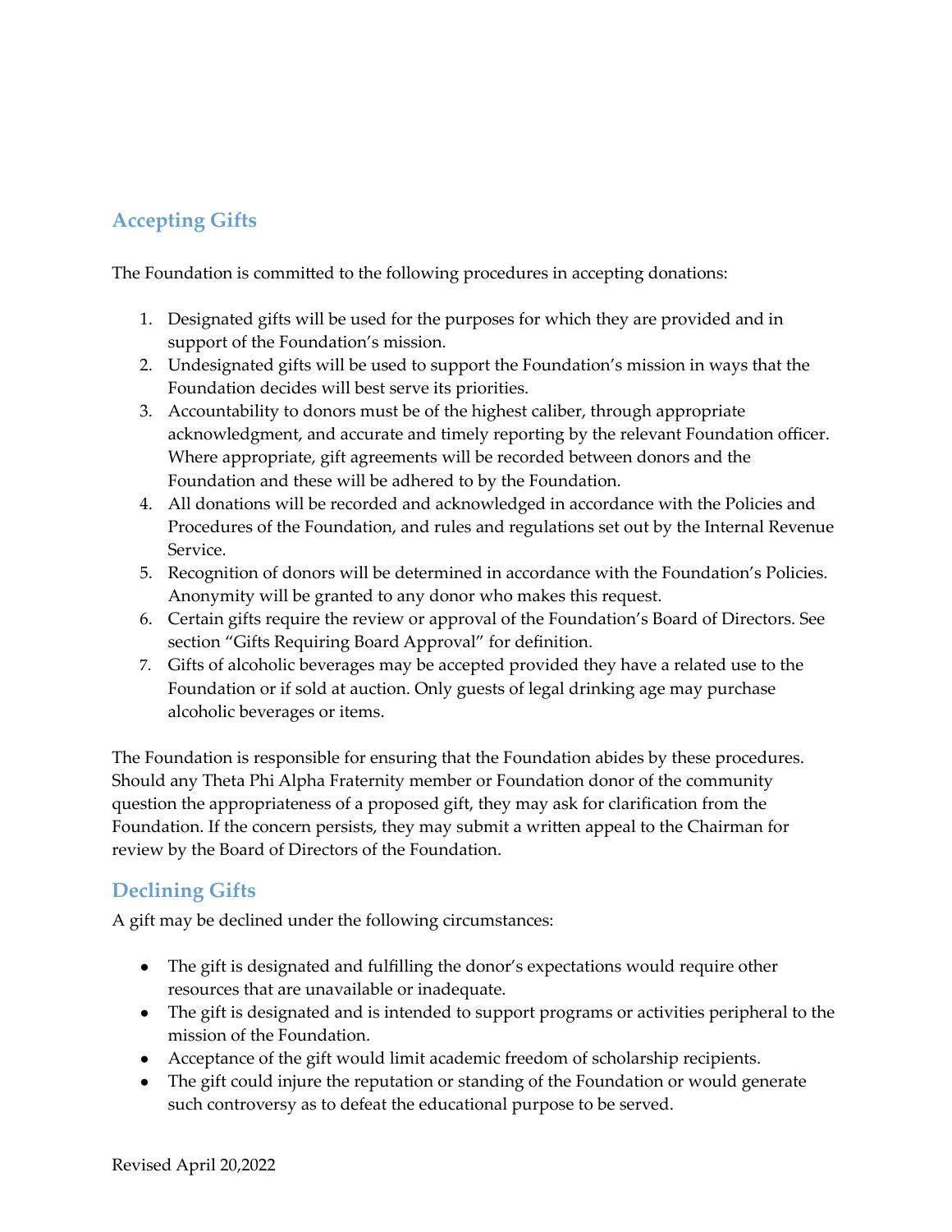## Accepting Gifts

The Foundation is committed to the following procedures in accepting donations:

1. Designated gifts will be used for the purposes for which they are provided and in support of the Foundation's mission.
2. Undesignated gifts will be used to support the Foundation's mission in ways that the Foundation decides will best serve its priorities.
3. Accountability to donors must be of the highest caliber, through appropriate acknowledgment, and accurate and timely reporting by the relevant Foundation officer. Where appropriate, gift agreements will be recorded between donors and the Foundation and these will be adhered to by the Foundation.
4. All donations will be recorded and acknowledged in accordance with the Policies and Procedures of the Foundation, and rules and regulations set out by the Internal Revenue Service.
5. Recognition of donors will be determined in accordance with the Foundation's Policies. Anonymity will be granted to any donor who makes this request.
6. Certain gifts require the review or approval of the Foundation's Board of Directors. See section "Gifts Requiring Board Approval" for definition.
7. Gifts of alcoholic beverages may be accepted provided they have a related use to the Foundation or if sold at auction. Only guests of legal drinking age may purchase alcoholic beverages or items.

The Foundation is responsible for ensuring that the Foundation abides by these procedures. Should any Theta Phi Alpha Fraternity member or Foundation donor of the community question the appropriateness of a proposed gift, they may ask for clarification from the Foundation. If the concern persists, they may submit a written appeal to the Chairman for review by the Board of Directors of the Foundation.

## Declining Gifts

A gift may be declined under the following circumstances:

- The gift is designated and fulfilling the donor's expectations would require other resources that are unavailable or inadequate.
- The gift is designated and is intended to support programs or activities peripheral to the mission of the Foundation.
- Acceptance of the gift would limit academic freedom of scholarship recipients.
- The gift could injure the reputation or standing of the Foundation or would generate such controversy as to defeat the educational purpose to be served.

Revised April 20,2022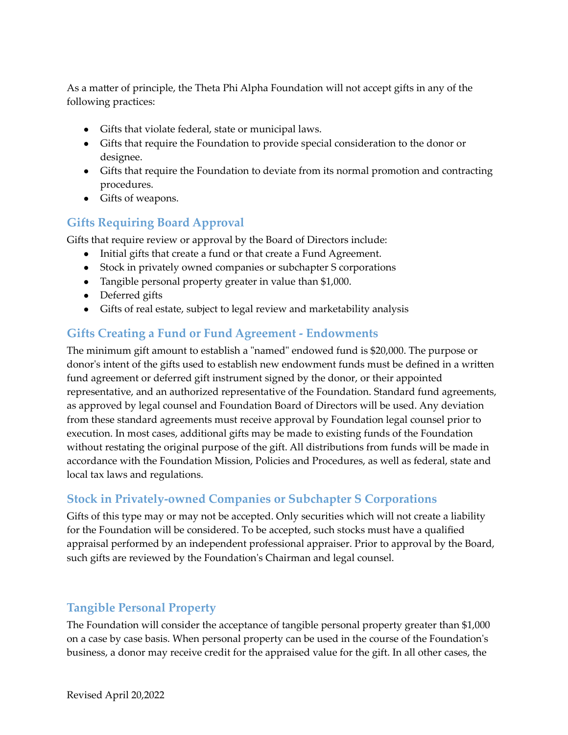As a matter of principle, the Theta Phi Alpha Foundation will not accept gifts in any of the following practices:

- Gifts that violate federal, state or municipal laws.
- Gifts that require the Foundation to provide special consideration to the donor or designee.
- Gifts that require the Foundation to deviate from its normal promotion and contracting procedures.
- Gifts of weapons.

## Gifts Requiring Board Approval

Gifts that require review or approval by the Board of Directors include:

- Initial gifts that create a fund or that create a Fund Agreement.
- Stock in privately owned companies or subchapter S corporations
- Tangible personal property greater in value than $1,000.
- Deferred gifts
- Gifts of real estate, subject to legal review and marketability analysis

## Gifts Creating a Fund or Fund Agreement - Endowments

The minimum gift amount to establish a "named" endowed fund is $20,000. The purpose or donor's intent of the gifts used to establish new endowment funds must be defined in a written fund agreement or deferred gift instrument signed by the donor, or their appointed representative, and an authorized representative of the Foundation. Standard fund agreements, as approved by legal counsel and Foundation Board of Directors will be used. Any deviation from these standard agreements must receive approval by Foundation legal counsel prior to execution. In most cases, additional gifts may be made to existing funds of the Foundation without restating the original purpose of the gift. All distributions from funds will be made in accordance with the Foundation Mission, Policies and Procedures, as well as federal, state and local tax laws and regulations.

## Stock in Privately-owned Companies or Subchapter S Corporations

Gifts of this type may or may not be accepted. Only securities which will not create a liability for the Foundation will be considered. To be accepted, such stocks must have a qualified appraisal performed by an independent professional appraiser. Prior to approval by the Board, such gifts are reviewed by the Foundation's Chairman and legal counsel.

## Tangible Personal Property

The Foundation will consider the acceptance of tangible personal property greater than $1,000 on a case by case basis. When personal property can be used in the course of the Foundation's business, a donor may receive credit for the appraised value for the gift. In all other cases, the

Revised April 20,2022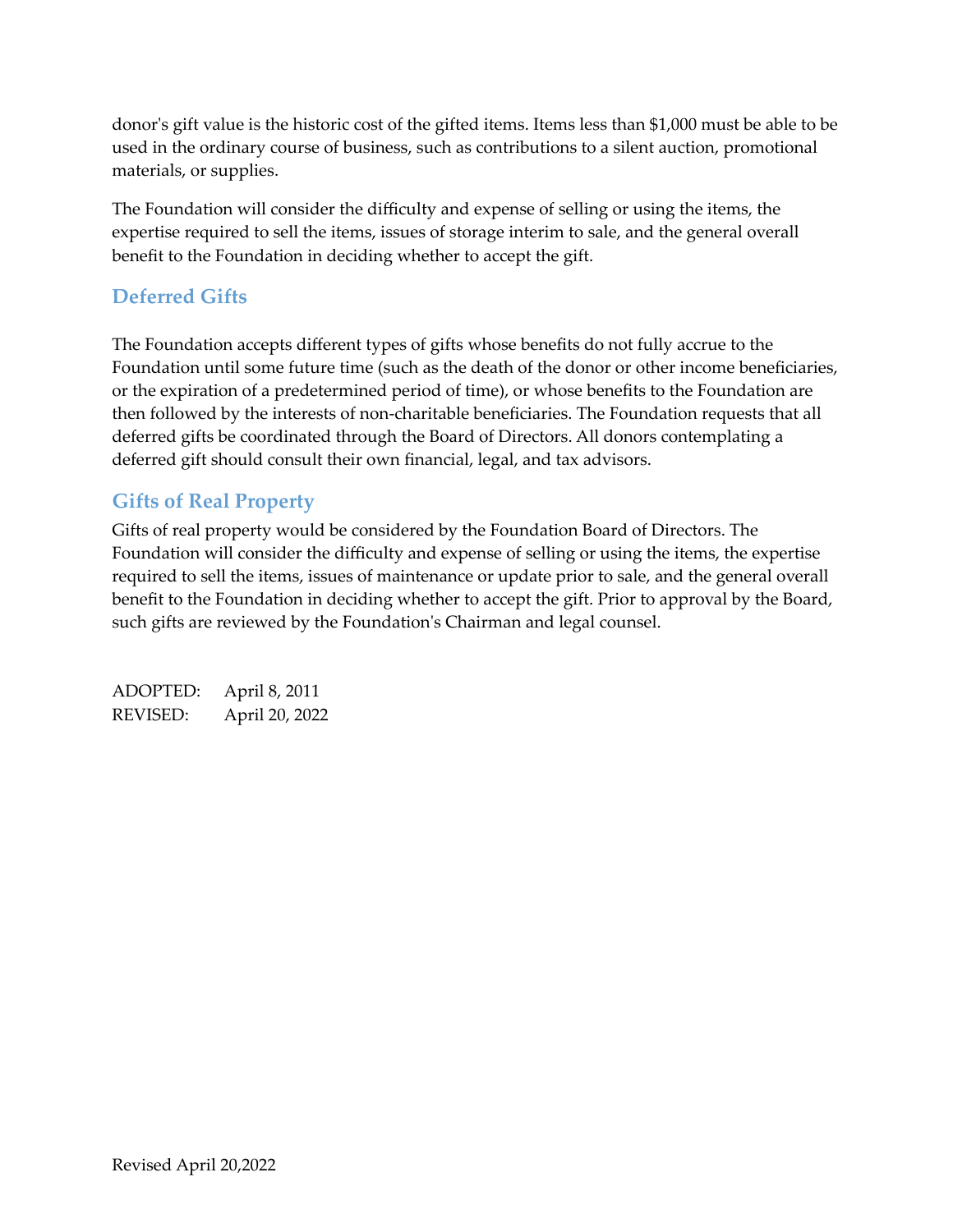donor's gift value is the historic cost of the gifted items. Items less than $1,000 must be able to be used in the ordinary course of business, such as contributions to a silent auction, promotional materials, or supplies.

The Foundation will consider the difficulty and expense of selling or using the items, the expertise required to sell the items, issues of storage interim to sale, and the general overall benefit to the Foundation in deciding whether to accept the gift.

## Deferred Gifts

The Foundation accepts different types of gifts whose benefits do not fully accrue to the Foundation until some future time (such as the death of the donor or other income beneficiaries, or the expiration of a predetermined period of time), or whose benefits to the Foundation are then followed by the interests of non-charitable beneficiaries. The Foundation requests that all deferred gifts be coordinated through the Board of Directors. All donors contemplating a deferred gift should consult their own financial, legal, and tax advisors.

## Gifts of Real Property

Gifts of real property would be considered by the Foundation Board of Directors. The Foundation will consider the difficulty and expense of selling or using the items, the expertise required to sell the items, issues of maintenance or update prior to sale, and the general overall benefit to the Foundation in deciding whether to accept the gift. Prior to approval by the Board, such gifts are reviewed by the Foundation's Chairman and legal counsel.

ADOPTED: April 8, 2011
REVISED: April 20, 2022